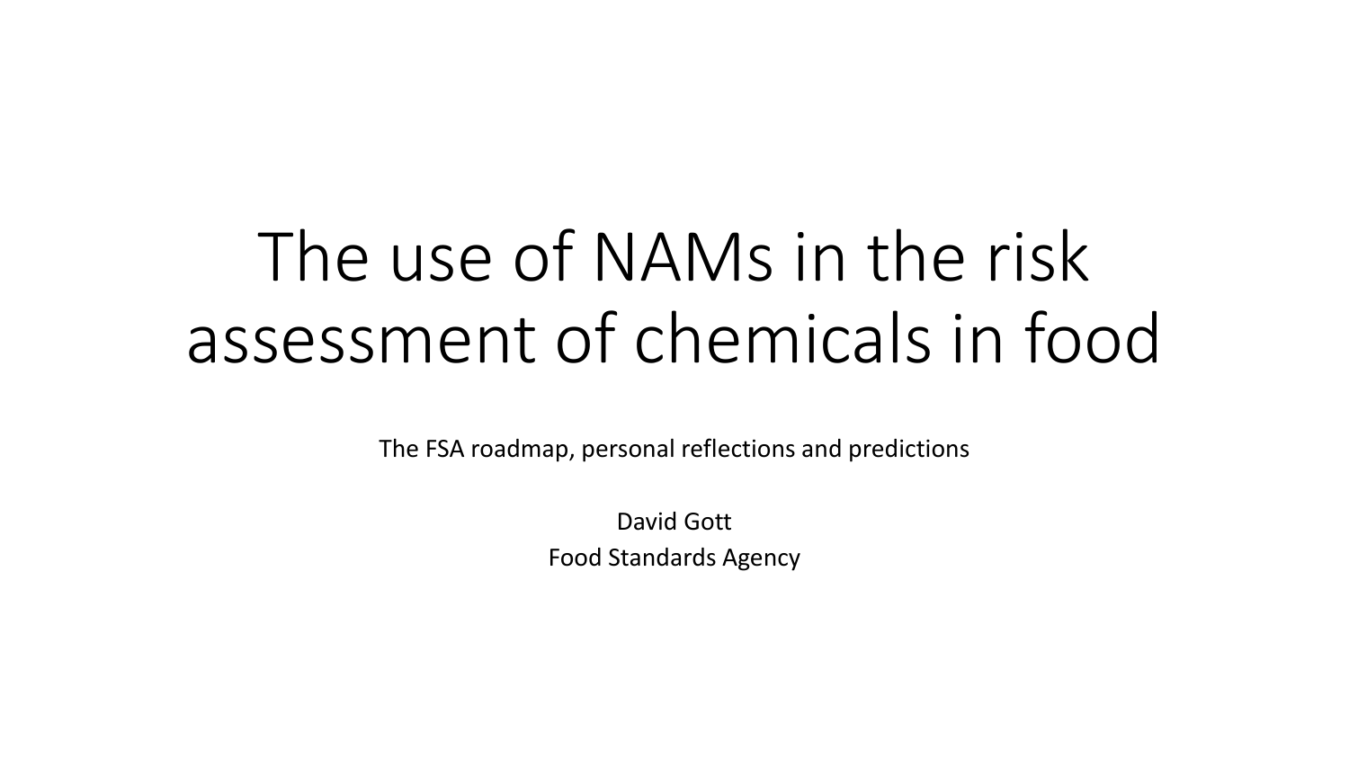# The use of NAMs in the risk assessment of chemicals in food

The FSA roadmap, personal reflections and predictions

David Gott

Food Standards Agency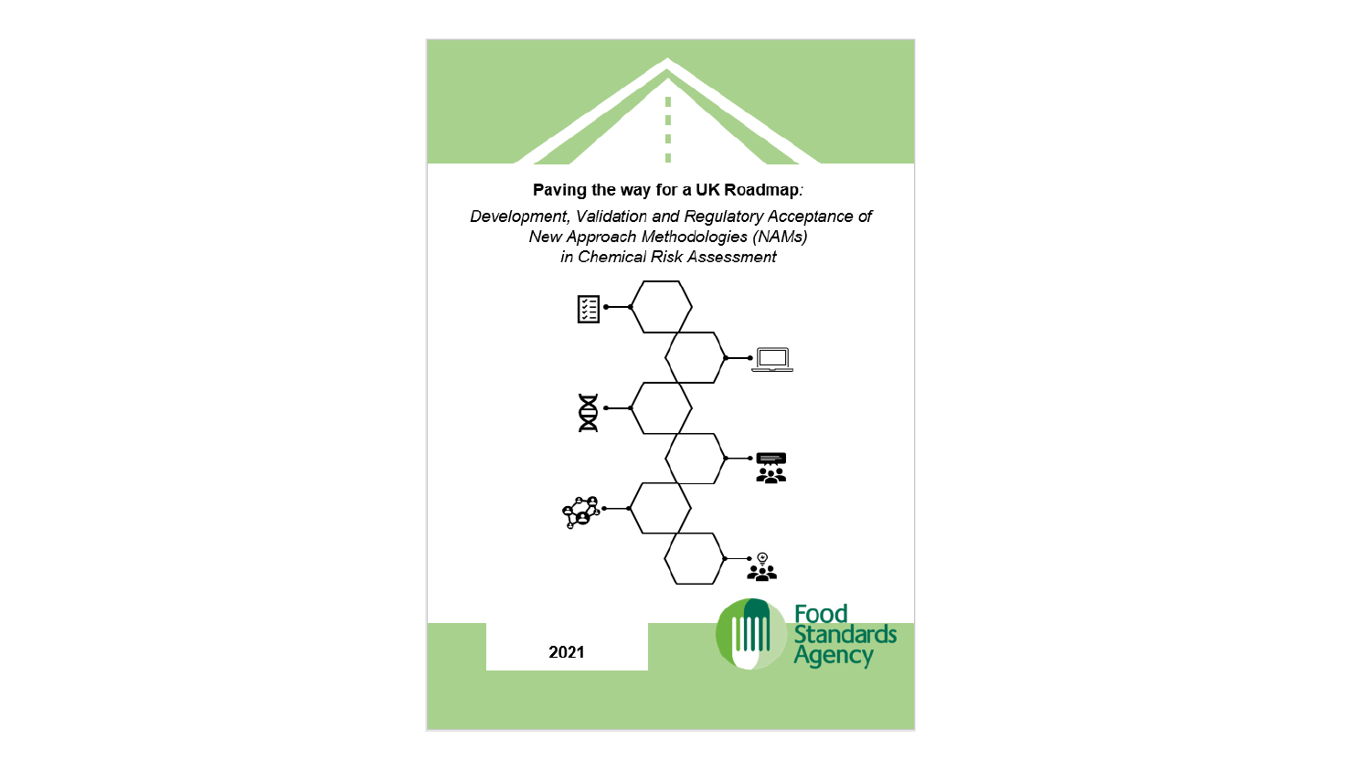**Paving the way for a UK Roadmap***:*

*Development, Validation and Regulatory Acceptance of New Approach Methodologies (NAMs) in Chemical Risk Assessment*

**2021**

Food Standards Agency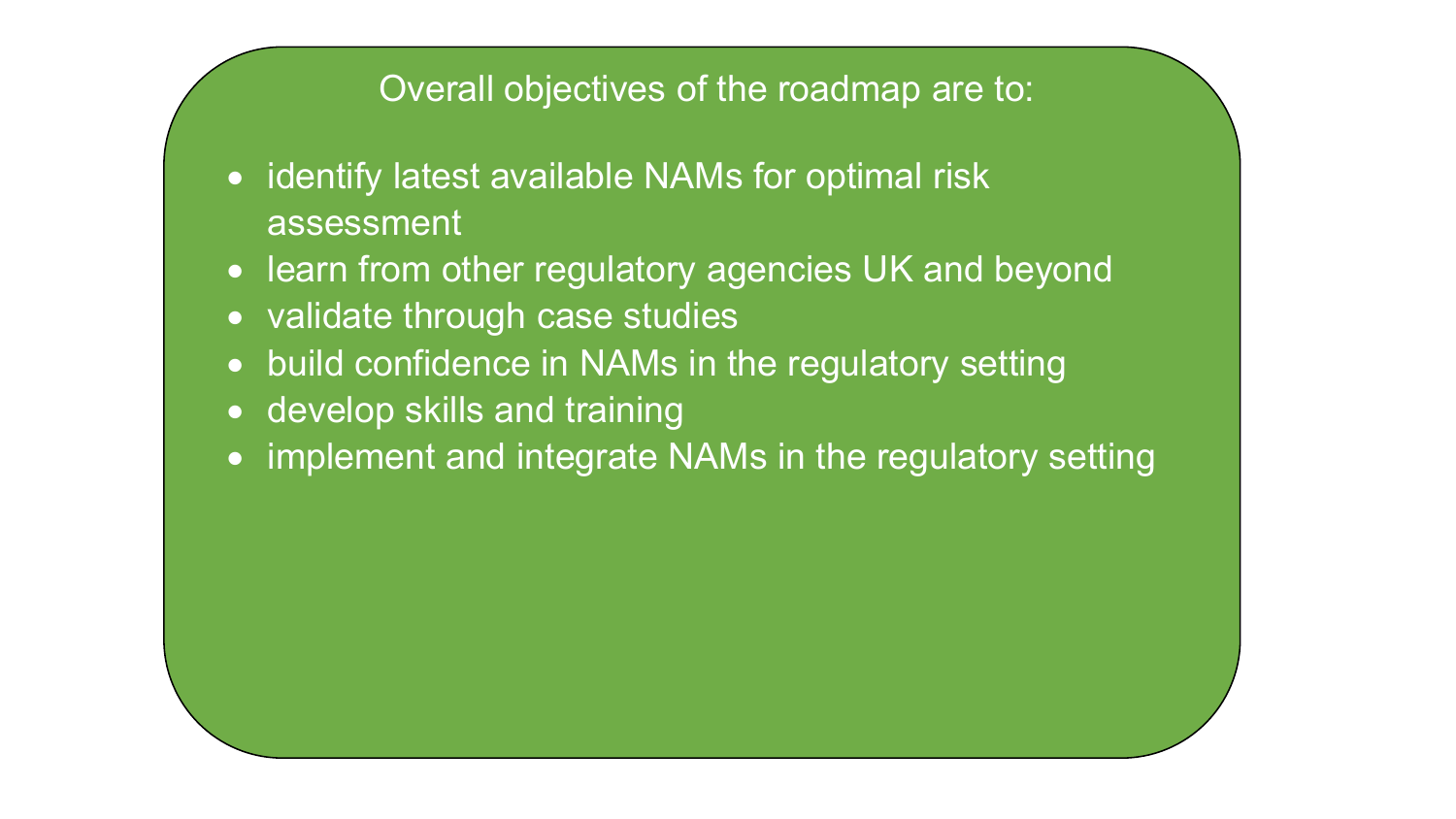Overall objectives of the roadmap are to:

- identify latest available NAMs for optimal risk assessment
- learn from other regulatory agencies UK and beyond
- validate through case studies
- build confidence in NAMs in the regulatory setting
- develop skills and training
- implement and integrate NAMs in the regulatory setting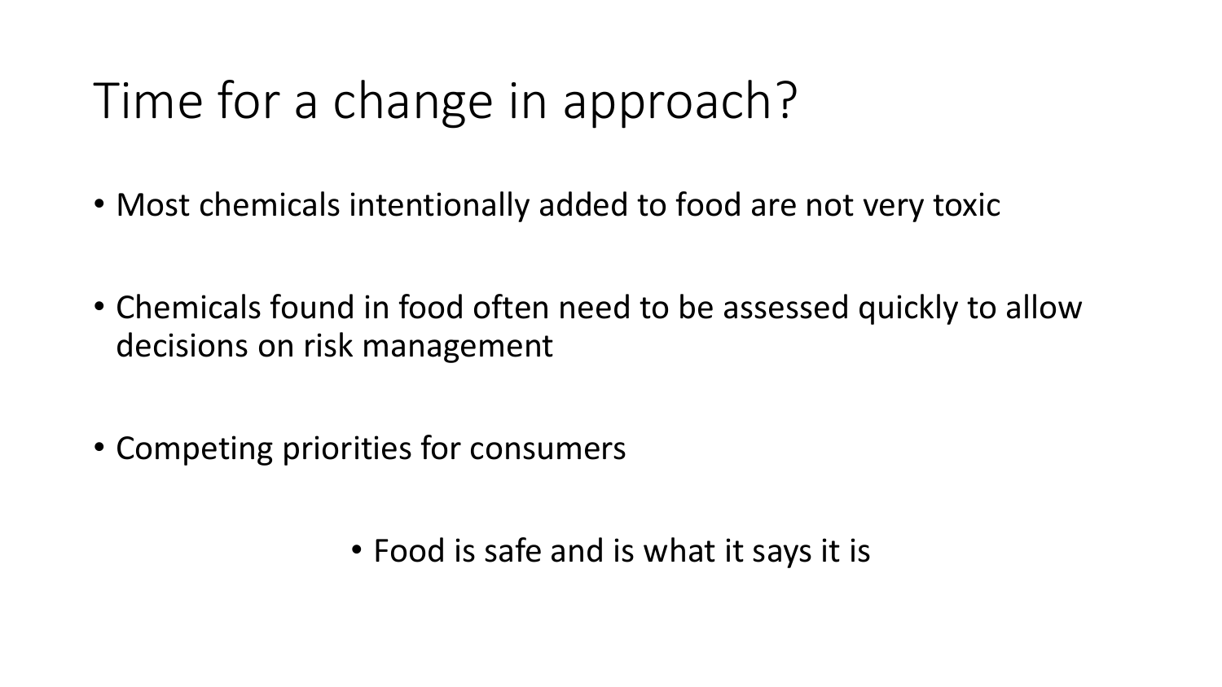# Time for a change in approach?

- Most chemicals intentionally added to food are not very toxic
- Chemicals found in food often need to be assessed quickly to allow decisions on risk management
- Competing priorities for consumers
    - Food is safe and is what it says it is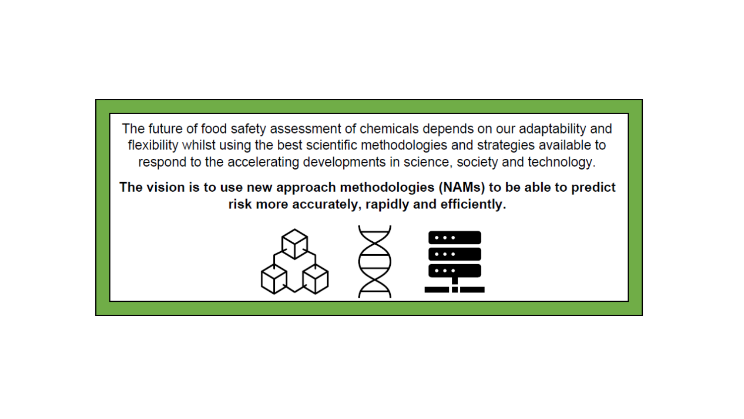The future of food safety assessment of chemicals depends on our adaptability and flexibility whilst using the best scientific methodologies and strategies available to respond to the accelerating developments in science, society and technology.

**The vision is to use new approach methodologies (NAMs) to be able to predict risk more accurately, rapidly and efficiently.**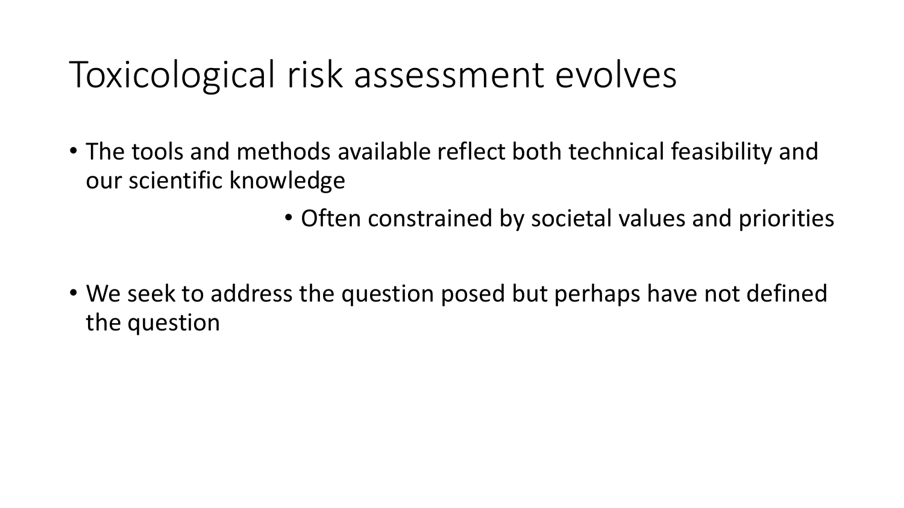# Toxicological risk assessment evolves

- The tools and methods available reflect both technical feasibility and our scientific knowledge
  - Often constrained by societal values and priorities

- We seek to address the question posed but perhaps have not defined the question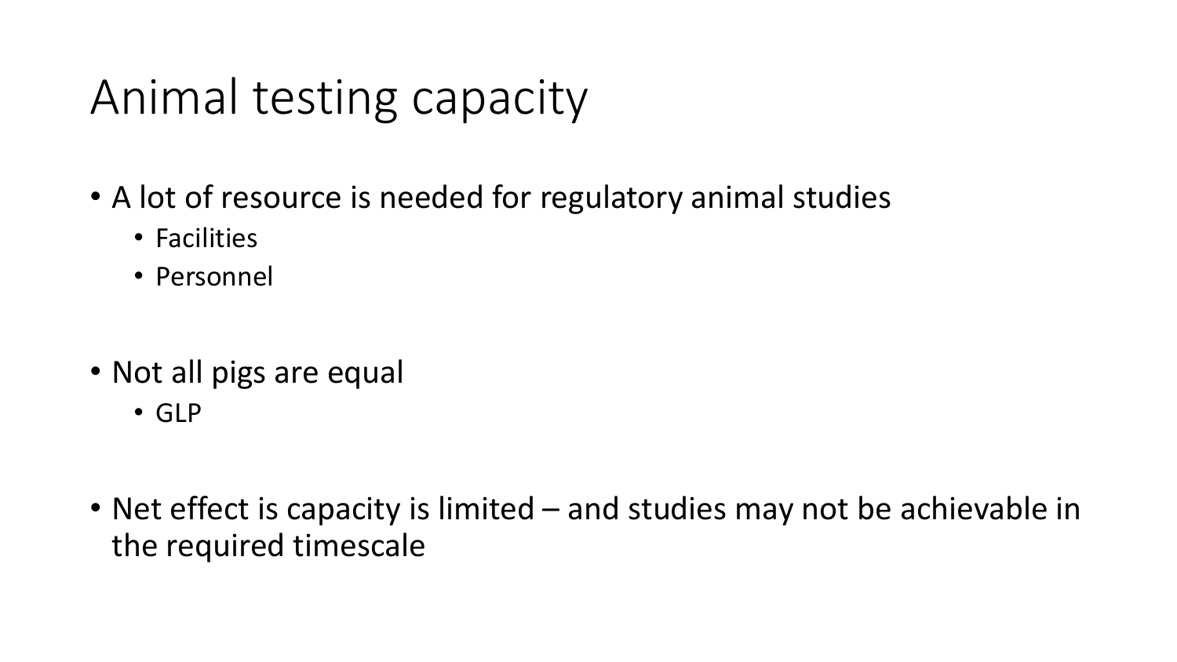# Animal testing capacity

- A lot of resource is needed for regulatory animal studies
  - Facilities
  - Personnel
- Not all pigs are equal
  - GLP
- Net effect is capacity is limited – and studies may not be achievable in the required timescale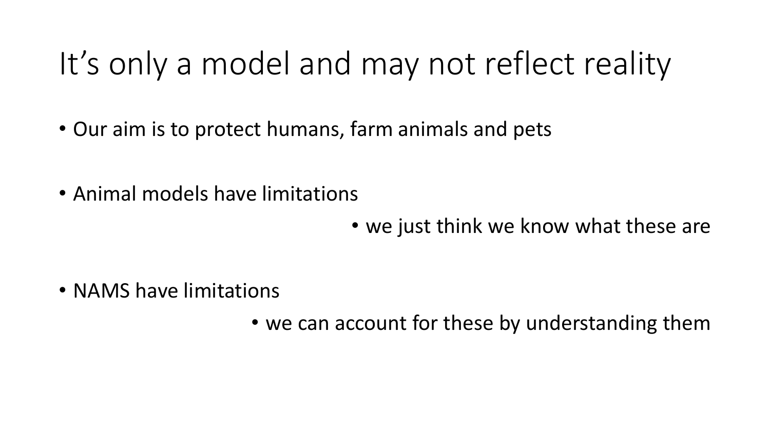# It's only a model and may not reflect reality

- Our aim is to protect humans, farm animals and pets

- Animal models have limitations
  - we just think we know what these are

- NAMS have limitations
  - we can account for these by understanding them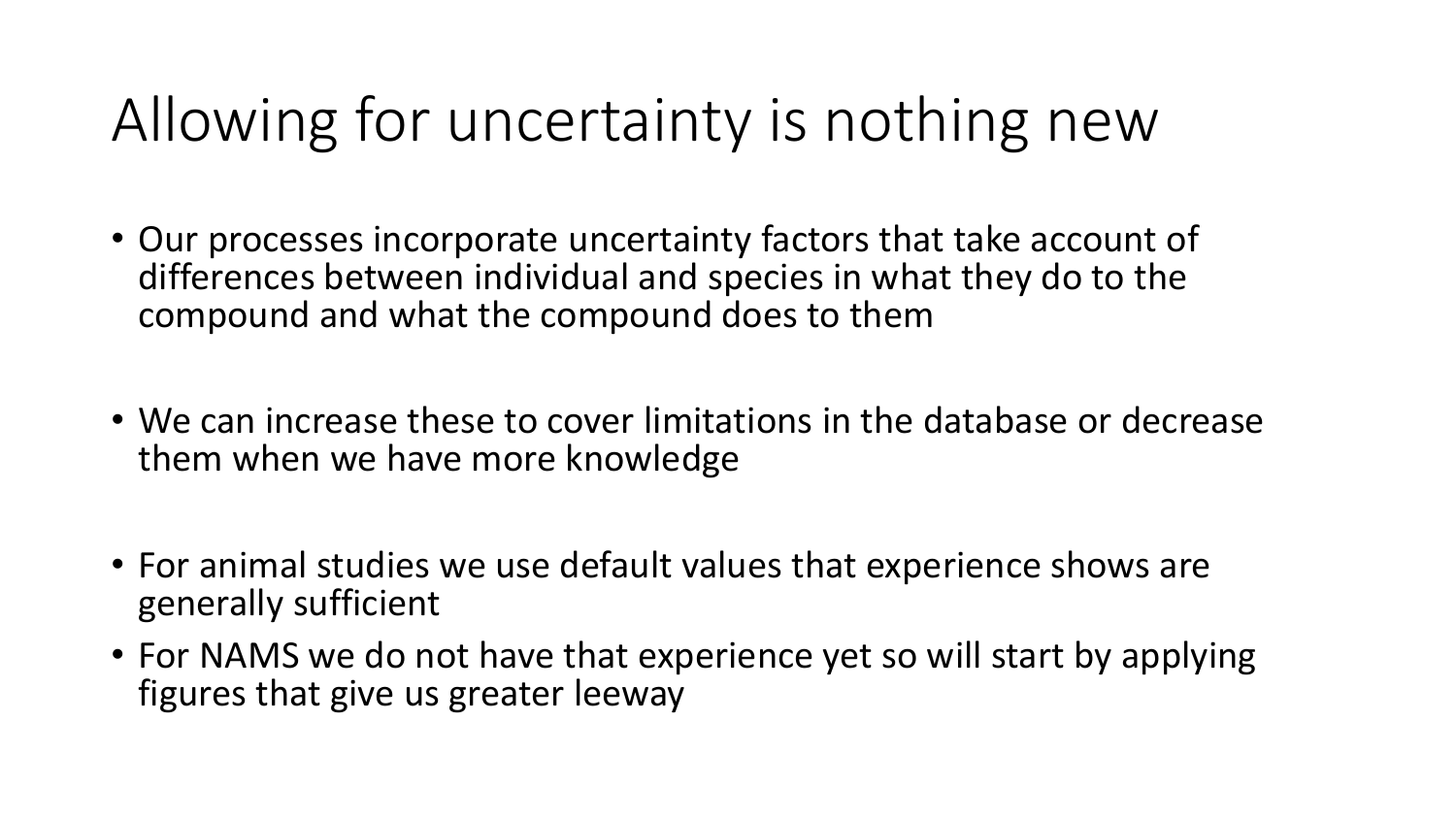# Allowing for uncertainty is nothing new

- Our processes incorporate uncertainty factors that take account of differences between individual and species in what they do to the compound and what the compound does to them
- We can increase these to cover limitations in the database or decrease them when we have more knowledge
- For animal studies we use default values that experience shows are generally sufficient
- For NAMS we do not have that experience yet so will start by applying figures that give us greater leeway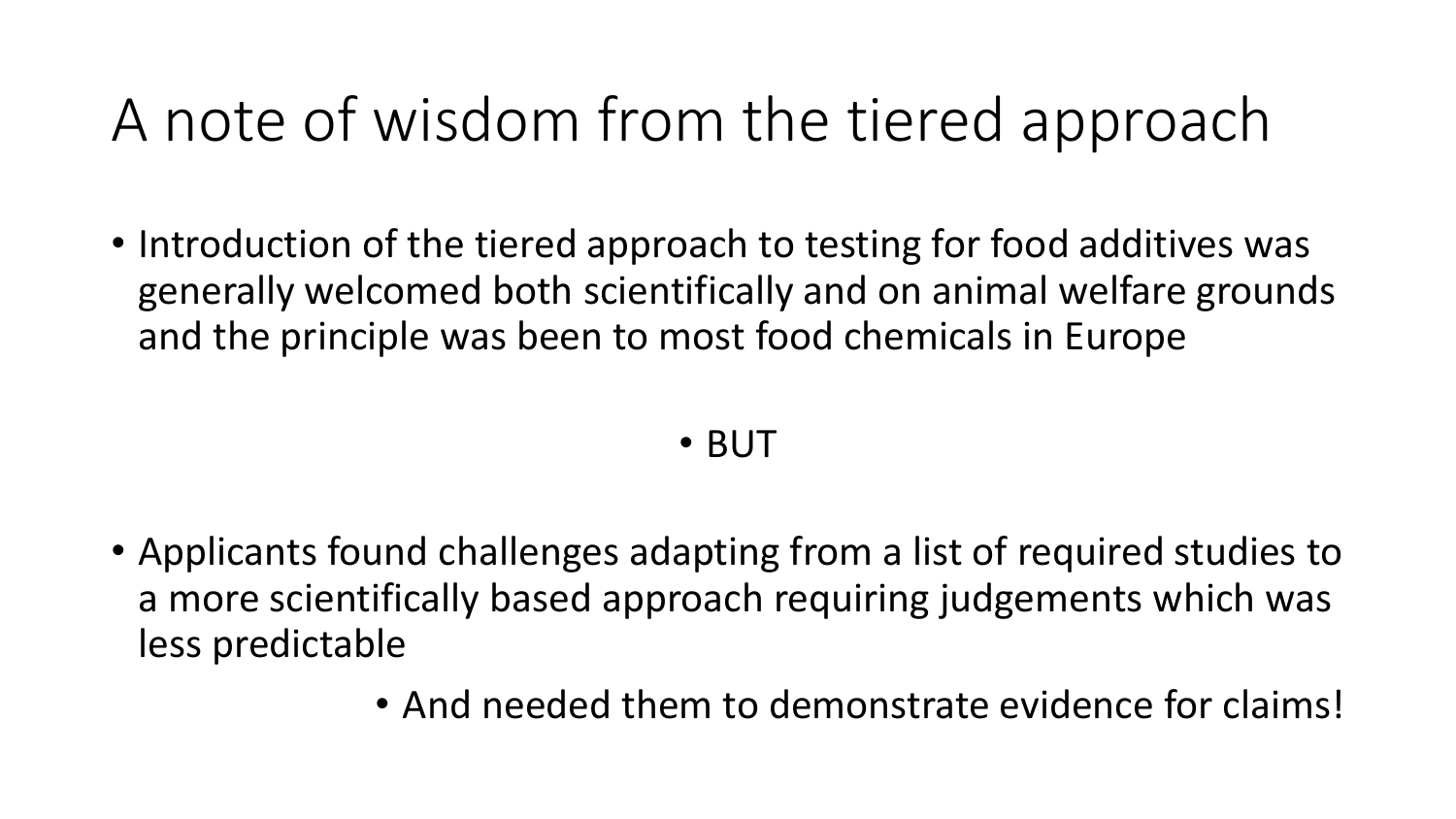# A note of wisdom from the tiered approach

- Introduction of the tiered approach to testing for food additives was generally welcomed both scientifically and on animal welfare grounds and the principle was been to most food chemicals in Europe

  - BUT

- Applicants found challenges adapting from a list of required studies to a more scientifically based approach requiring judgements which was less predictable
  - And needed them to demonstrate evidence for claims!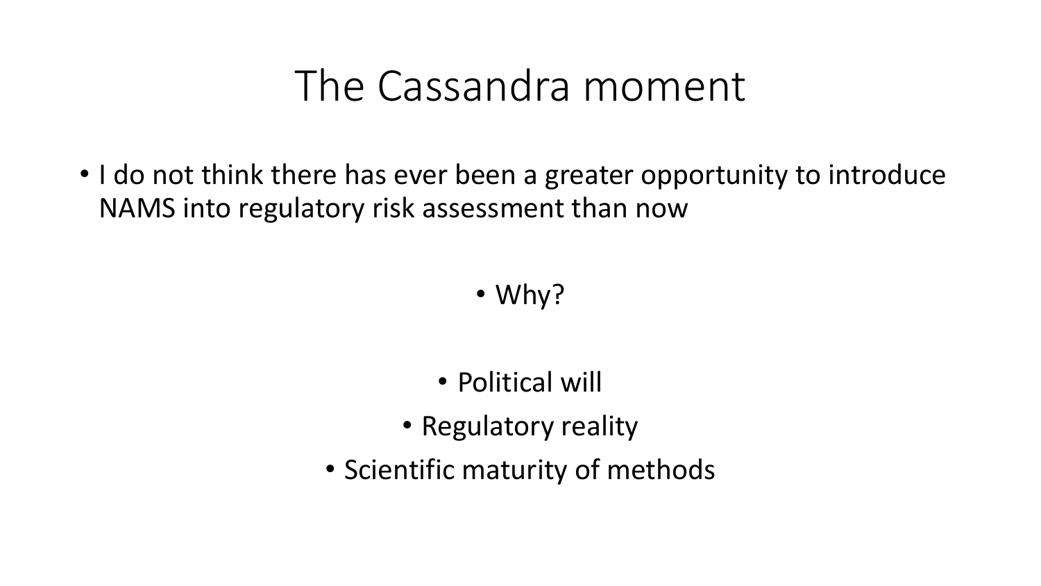# The Cassandra moment

- I do not think there has ever been a greater opportunity to introduce NAMS into regulatory risk assessment than now

- Why?

- Political will
- Regulatory reality
- Scientific maturity of methods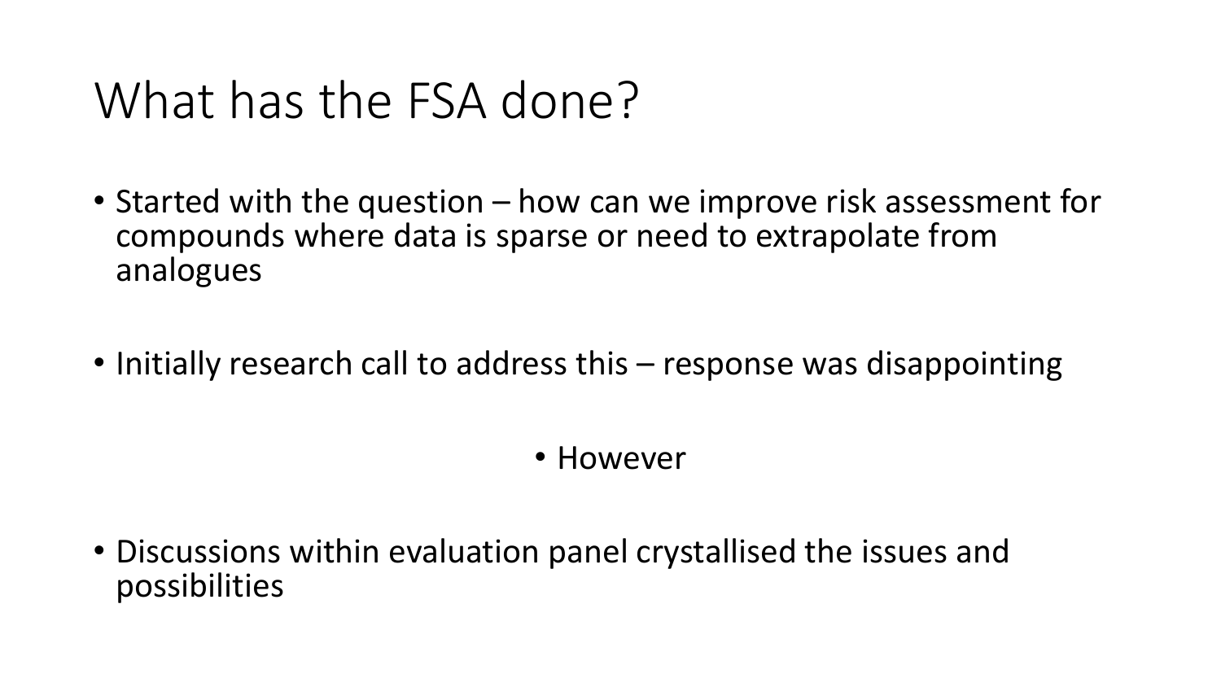# What has the FSA done?

- Started with the question – how can we improve risk assessment for compounds where data is sparse or need to extrapolate from analogues

- Initially research call to address this – response was disappointing

  - However

- Discussions within evaluation panel crystallised the issues and possibilities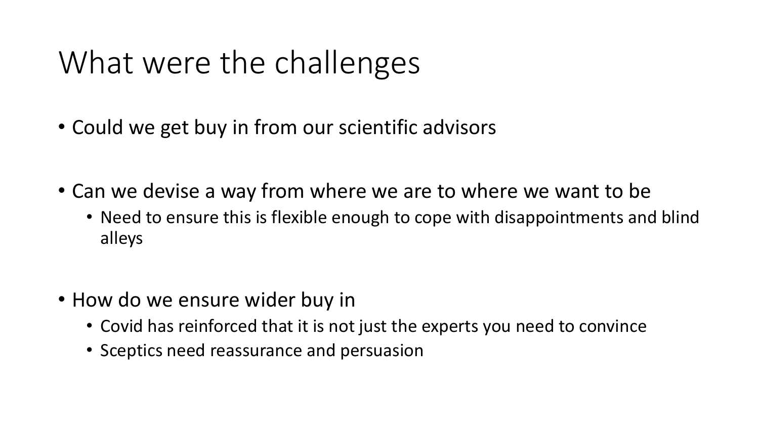# What were the challenges

- Could we get buy in from our scientific advisors
- Can we devise a way from where we are to where we want to be
  - Need to ensure this is flexible enough to cope with disappointments and blind alleys
- How do we ensure wider buy in
  - Covid has reinforced that it is not just the experts you need to convince
  - Sceptics need reassurance and persuasion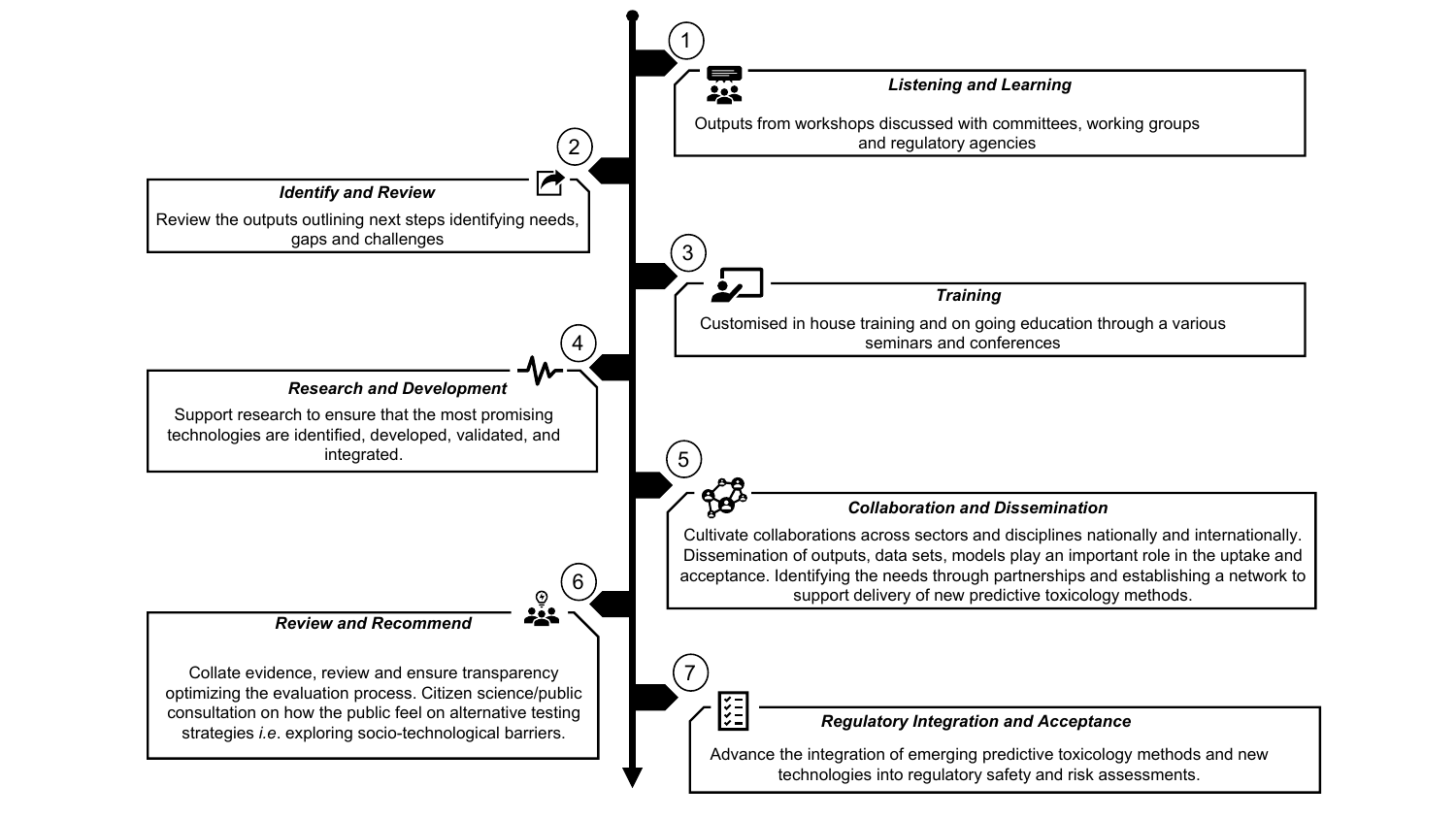1. ***Listening and Learning***

   Outputs from workshops discussed with committees, working groups and regulatory agencies

2. ***Identify and Review***

   Review the outputs outlining next steps identifying needs, gaps and challenges

3. ***Training***

   Customised in house training and on going education through a various seminars and conferences

4. ***Research and Development***

   Support research to ensure that the most promising technologies are identified, developed, validated, and integrated.

5. ***Collaboration and Dissemination***

   Cultivate collaborations across sectors and disciplines nationally and internationally. Dissemination of outputs, data sets, models play an important role in the uptake and acceptance. Identifying the needs through partnerships and establishing a network to support delivery of new predictive toxicology methods.

6. ***Review and Recommend***

   Collate evidence, review and ensure transparency optimizing the evaluation process. Citizen science/public consultation on how the public feel on alternative testing strategies *i.e*. exploring socio-technological barriers.

7. ***Regulatory Integration and Acceptance***

   Advance the integration of emerging predictive toxicology methods and new technologies into regulatory safety and risk assessments.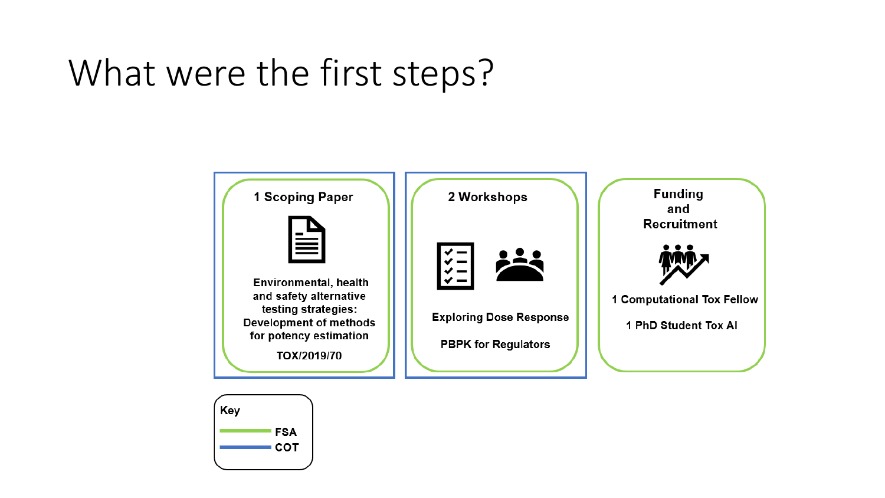# What were the first steps?

## 1 Scoping Paper

Environmental, health and safety alternative testing strategies: Development of methods for potency estimation

TOX/2019/70

## 2 Workshops

Exploring Dose Response

PBPK for Regulators

## Funding and Recruitment

1 Computational Tox Fellow

1 PhD Student Tox AI

**Key**

FSA

COT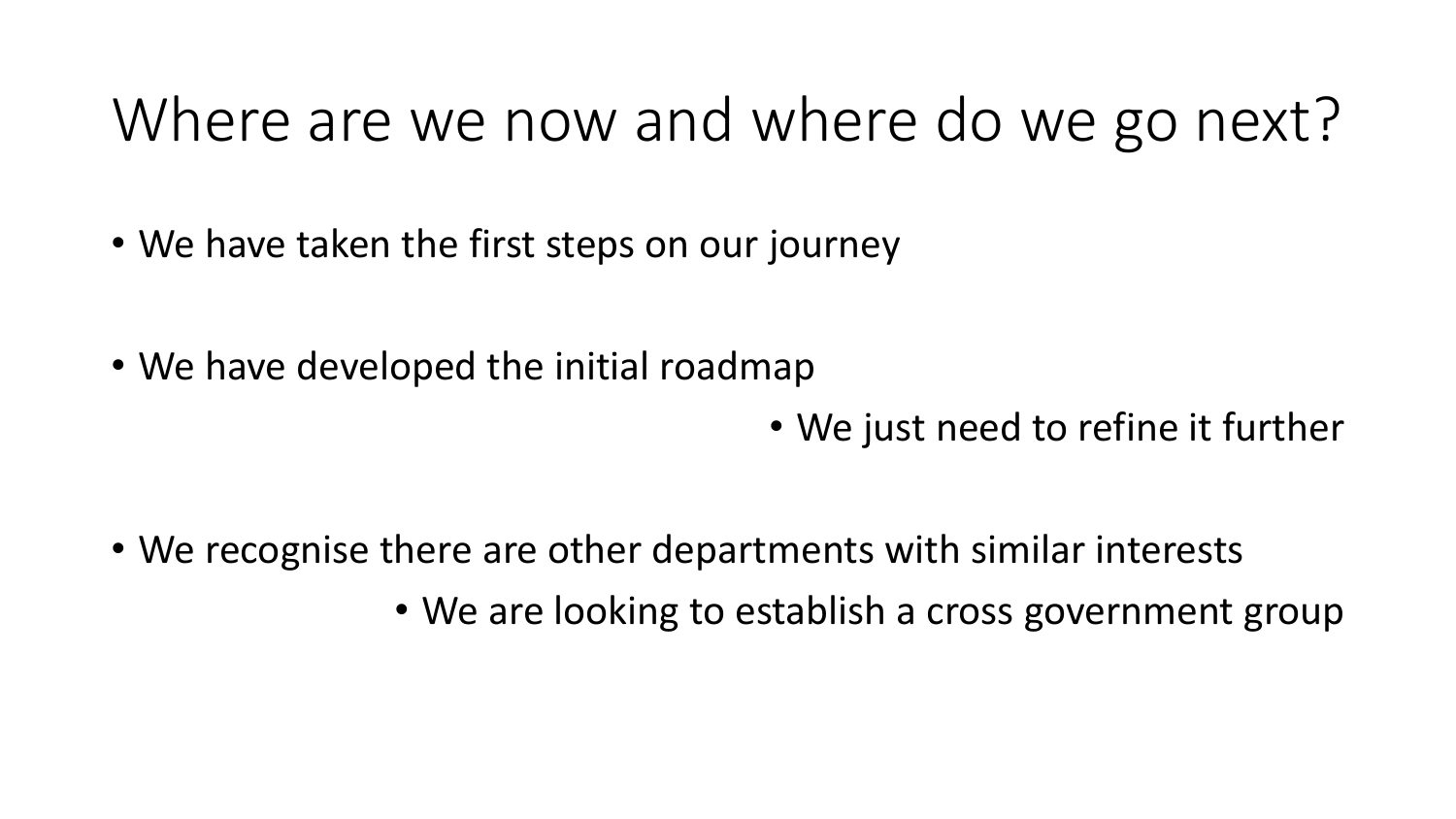# Where are we now and where do we go next?

- We have taken the first steps on our journey
- We have developed the initial roadmap
  - We just need to refine it further
- We recognise there are other departments with similar interests
  - We are looking to establish a cross government group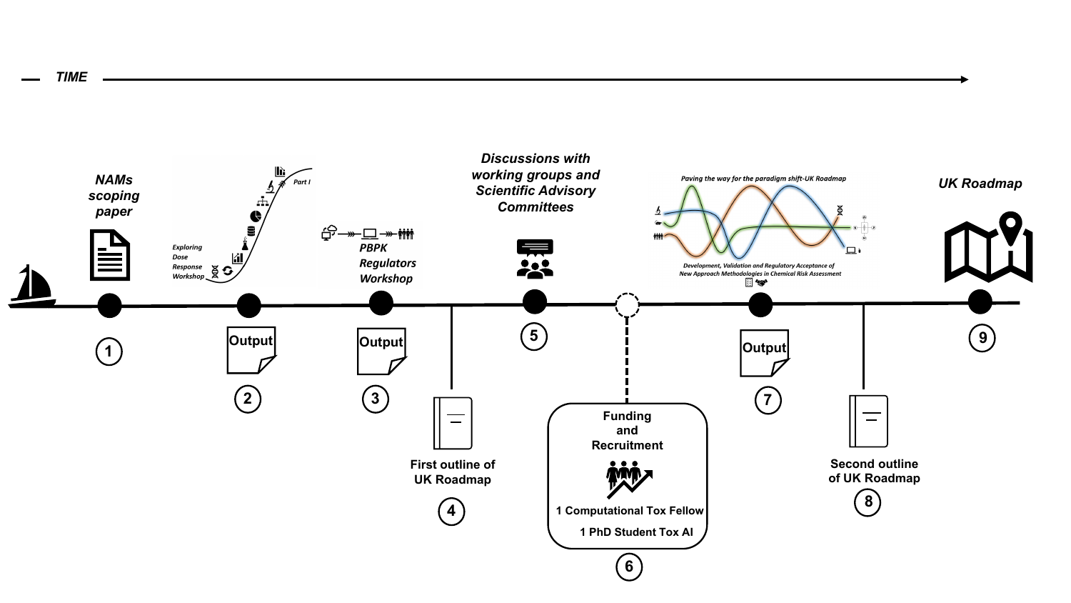TIME

NAMs scoping paper

1

Exploring Dose Response Workshop

Part I

Output

2

PBPK Regulators Workshop

Output

3

First outline of UK Roadmap

4

Discussions with working groups and Scientific Advisory Committees

5

Funding and Recruitment

1 Computational Tox Fellow

1 PhD Student Tox AI

6

Paving the way for the paradigm shift-UK Roadmap

Development, Validation and Regulatory Acceptance of New Approach Methodologies in Chemical Risk Assessment

Output

7

Second outline of UK Roadmap

8

UK Roadmap

9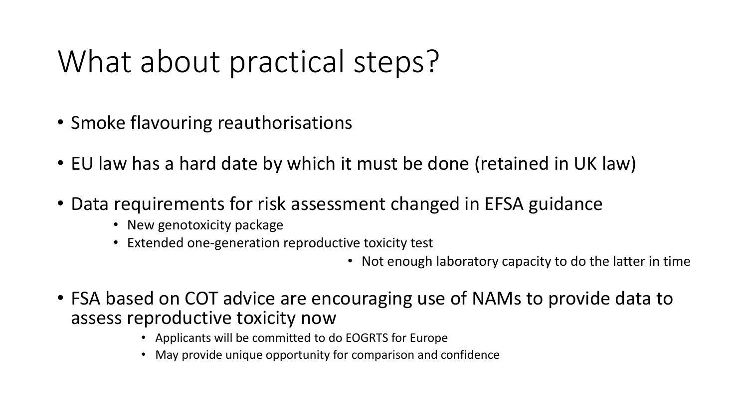# What about practical steps?

- Smoke flavouring reauthorisations
- EU law has a hard date by which it must be done (retained in UK law)
- Data requirements for risk assessment changed in EFSA guidance
    - New genotoxicity package
    - Extended one-generation reproductive toxicity test
        - Not enough laboratory capacity to do the latter in time
- FSA based on COT advice are encouraging use of NAMs to provide data to assess reproductive toxicity now
    - Applicants will be committed to do EOGRTS for Europe
    - May provide unique opportunity for comparison and confidence